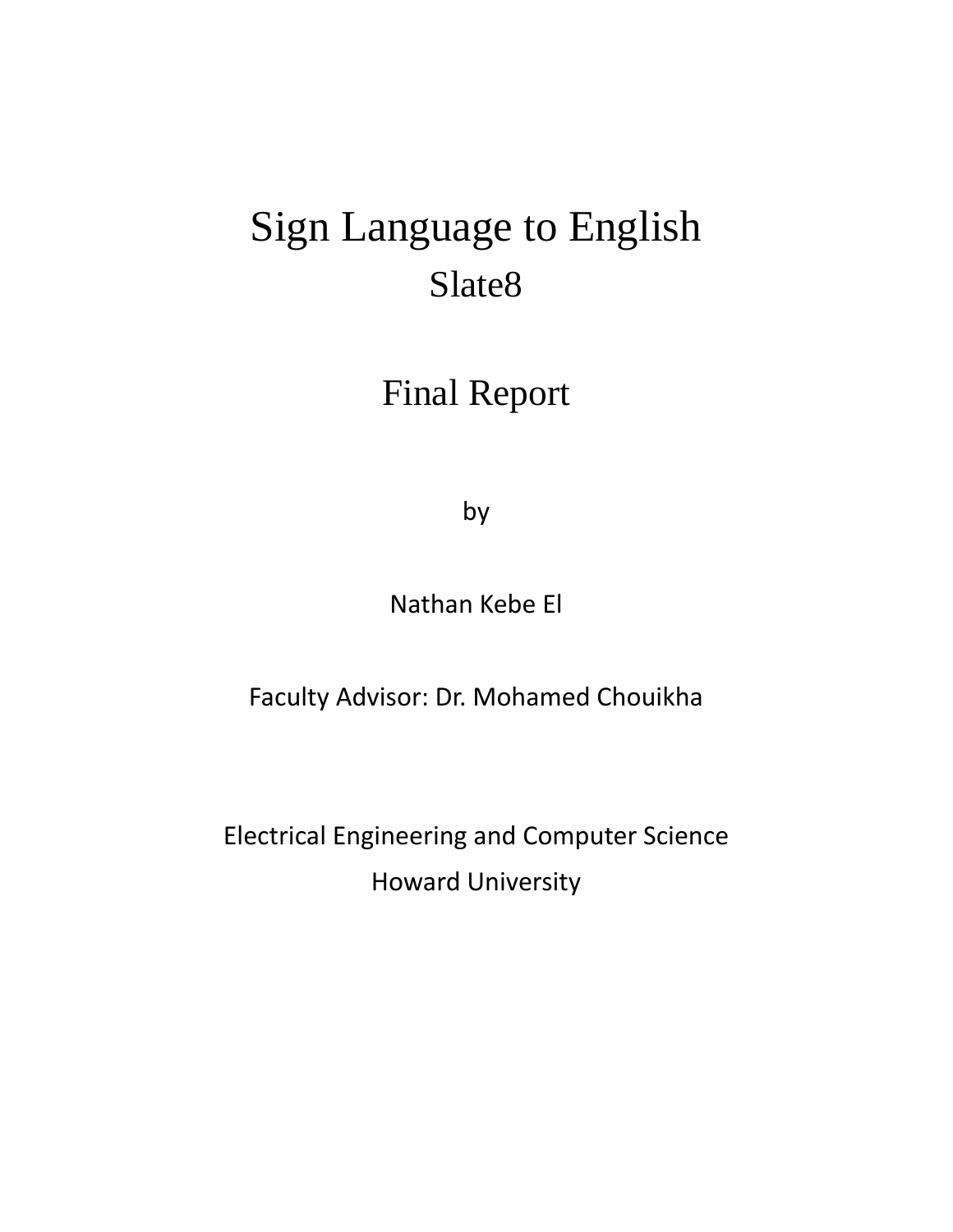# Sign Language to English

## Slate8

## Final Report

by

Nathan Kebe El

Faculty Advisor: Dr. Mohamed Chouikha

Electrical Engineering and Computer Science

Howard University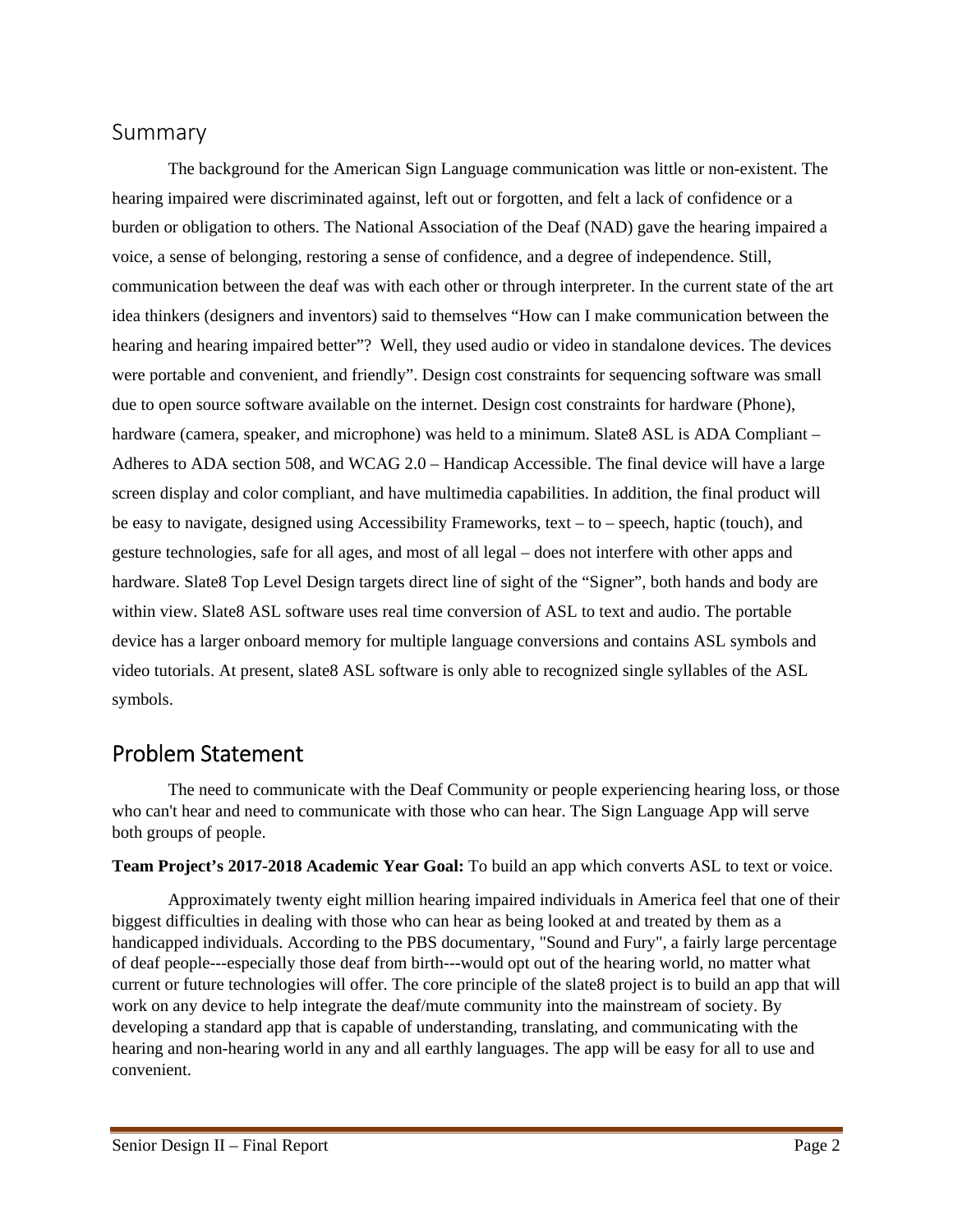## Summary

The background for the American Sign Language communication was little or non-existent. The hearing impaired were discriminated against, left out or forgotten, and felt a lack of confidence or a burden or obligation to others. The National Association of the Deaf (NAD) gave the hearing impaired a voice, a sense of belonging, restoring a sense of confidence, and a degree of independence. Still, communication between the deaf was with each other or through interpreter. In the current state of the art idea thinkers (designers and inventors) said to themselves "How can I make communication between the hearing and hearing impaired better"? Well, they used audio or video in standalone devices. The devices were portable and convenient, and friendly". Design cost constraints for sequencing software was small due to open source software available on the internet. Design cost constraints for hardware (Phone), hardware (camera, speaker, and microphone) was held to a minimum. Slate8 ASL is ADA Compliant – Adheres to ADA section 508, and WCAG 2.0 – Handicap Accessible. The final device will have a large screen display and color compliant, and have multimedia capabilities. In addition, the final product will be easy to navigate, designed using Accessibility Frameworks, text – to – speech, haptic (touch), and gesture technologies, safe for all ages, and most of all legal – does not interfere with other apps and hardware. Slate8 Top Level Design targets direct line of sight of the "Signer", both hands and body are within view. Slate8 ASL software uses real time conversion of ASL to text and audio. The portable device has a larger onboard memory for multiple language conversions and contains ASL symbols and video tutorials. At present, slate8 ASL software is only able to recognized single syllables of the ASL symbols.

## Problem Statement

The need to communicate with the Deaf Community or people experiencing hearing loss, or those who can't hear and need to communicate with those who can hear. The Sign Language App will serve both groups of people.

**Team Project's 2017-2018 Academic Year Goal:** To build an app which converts ASL to text or voice.

Approximately twenty eight million hearing impaired individuals in America feel that one of their biggest difficulties in dealing with those who can hear as being looked at and treated by them as a handicapped individuals. According to the PBS documentary, "Sound and Fury", a fairly large percentage of deaf people---especially those deaf from birth---would opt out of the hearing world, no matter what current or future technologies will offer. The core principle of the slate8 project is to build an app that will work on any device to help integrate the deaf/mute community into the mainstream of society. By developing a standard app that is capable of understanding, translating, and communicating with the hearing and non-hearing world in any and all earthly languages. The app will be easy for all to use and convenient.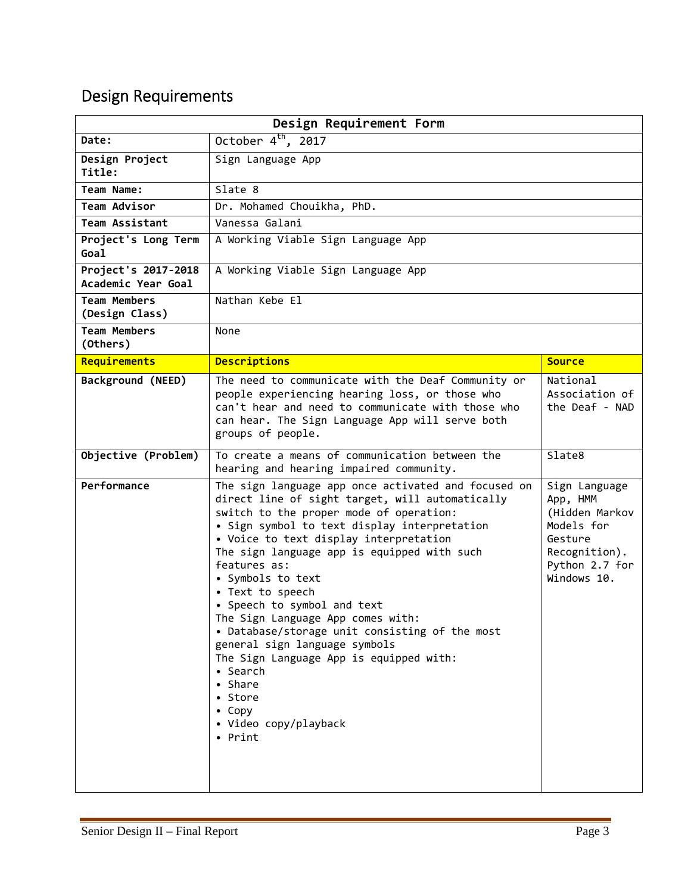## Design Requirements

| Design Requirement Form | | |
|---|---|---|
| **Date:** | October 4th, 2017 | |
| **Design Project Title:** | Sign Language App | |
| **Team Name:** | Slate 8 | |
| **Team Advisor** | Dr. Mohamed Chouikha, PhD. | |
| **Team Assistant** | Vanessa Galani | |
| **Project's Long Term Goal** | A Working Viable Sign Language App | |
| **Project's 2017-2018 Academic Year Goal** | A Working Viable Sign Language App | |
| **Team Members (Design Class)** | Nathan Kebe El | |
| **Team Members (Others)** | None | |
| **Requirements** | **Descriptions** | **Source** |
| **Background (NEED)** | The need to communicate with the Deaf Community or people experiencing hearing loss, or those who can't hear and need to communicate with those who can hear. The Sign Language App will serve both groups of people. | National Association of the Deaf - NAD |
| **Objective (Problem)** | To create a means of communication between the hearing and hearing impaired community. | Slate8 |
| **Performance** | The sign language app once activated and focused on direct line of sight target, will automatically switch to the proper mode of operation:<br>• Sign symbol to text display interpretation<br>• Voice to text display interpretation<br>The sign language app is equipped with such features as:<br>• Symbols to text<br>• Text to speech<br>• Speech to symbol and text<br>The Sign Language App comes with:<br>• Database/storage unit consisting of the most general sign language symbols<br>The Sign Language App is equipped with:<br>• Search<br>• Share<br>• Store<br>• Copy<br>• Video copy/playback<br>• Print | Sign Language App, HMM (Hidden Markov Models for Gesture Recognition). Python 2.7 for Windows 10. |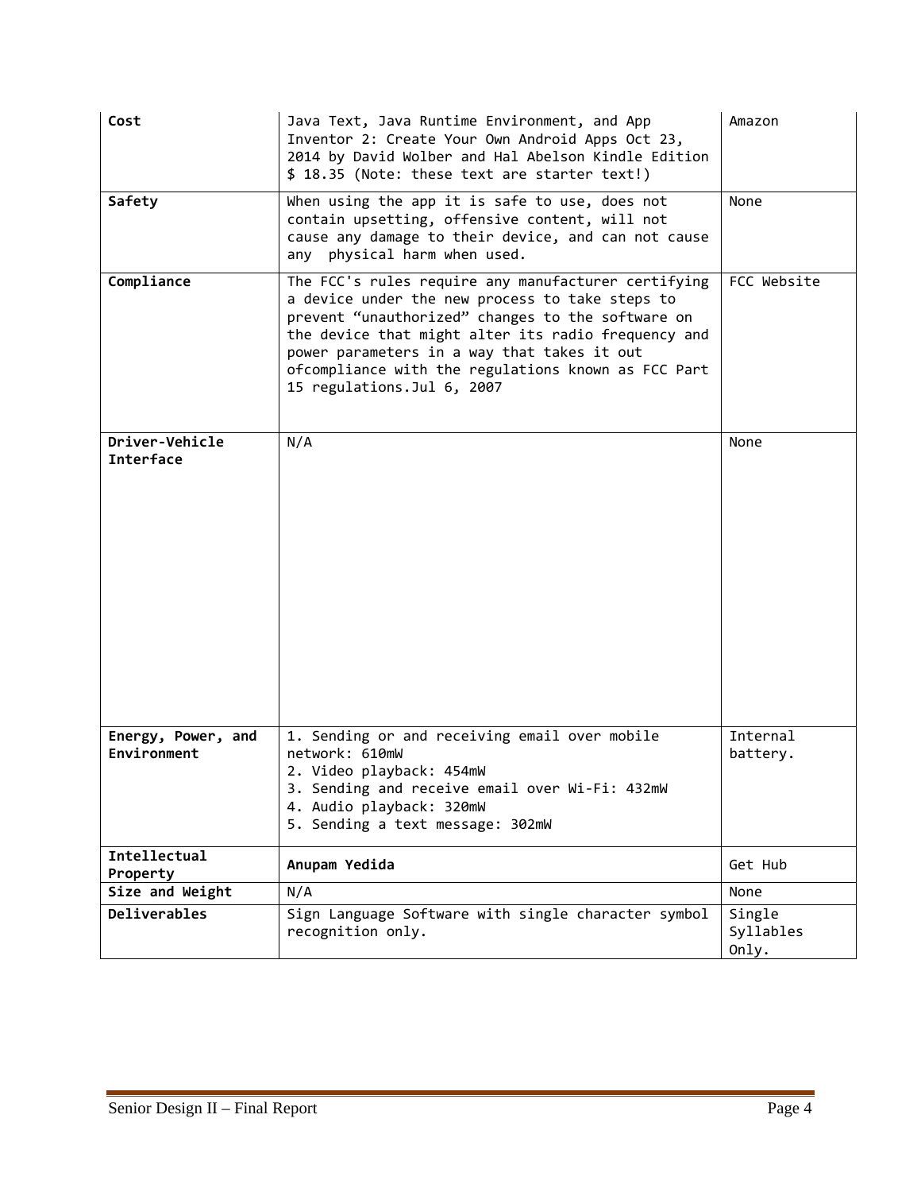| **Cost** | Java Text, Java Runtime Environment, and App Inventor 2: Create Your Own Android Apps Oct 23, 2014 by David Wolber and Hal Abelson Kindle Edition $ 18.35 (Note: these text are starter text!) | Amazon |
|---|---|---|
| **Safety** | When using the app it is safe to use, does not contain upsetting, offensive content, will not cause any damage to their device, and can not cause any physical harm when used. | None |
| **Compliance** | The FCC's rules require any manufacturer certifying a device under the new process to take steps to prevent “unauthorized” changes to the software on the device that might alter its radio frequency and power parameters in a way that takes it out ofcompliance with the regulations known as FCC Part 15 regulations.Jul 6, 2007 | FCC Website |
| **Driver-Vehicle Interface** | N/A | None |
| **Energy, Power, and Environment** | 1. Sending or and receiving email over mobile network: 610mW<br>2. Video playback: 454mW<br>3. Sending and receive email over Wi-Fi: 432mW<br>4. Audio playback: 320mW<br>5. Sending a text message: 302mW | Internal battery. |
| **Intellectual Property** | **Anupam Yedida** | Get Hub |
| **Size and Weight** | N/A | None |
| **Deliverables** | Sign Language Software with single character symbol recognition only. | Single Syllables Only. |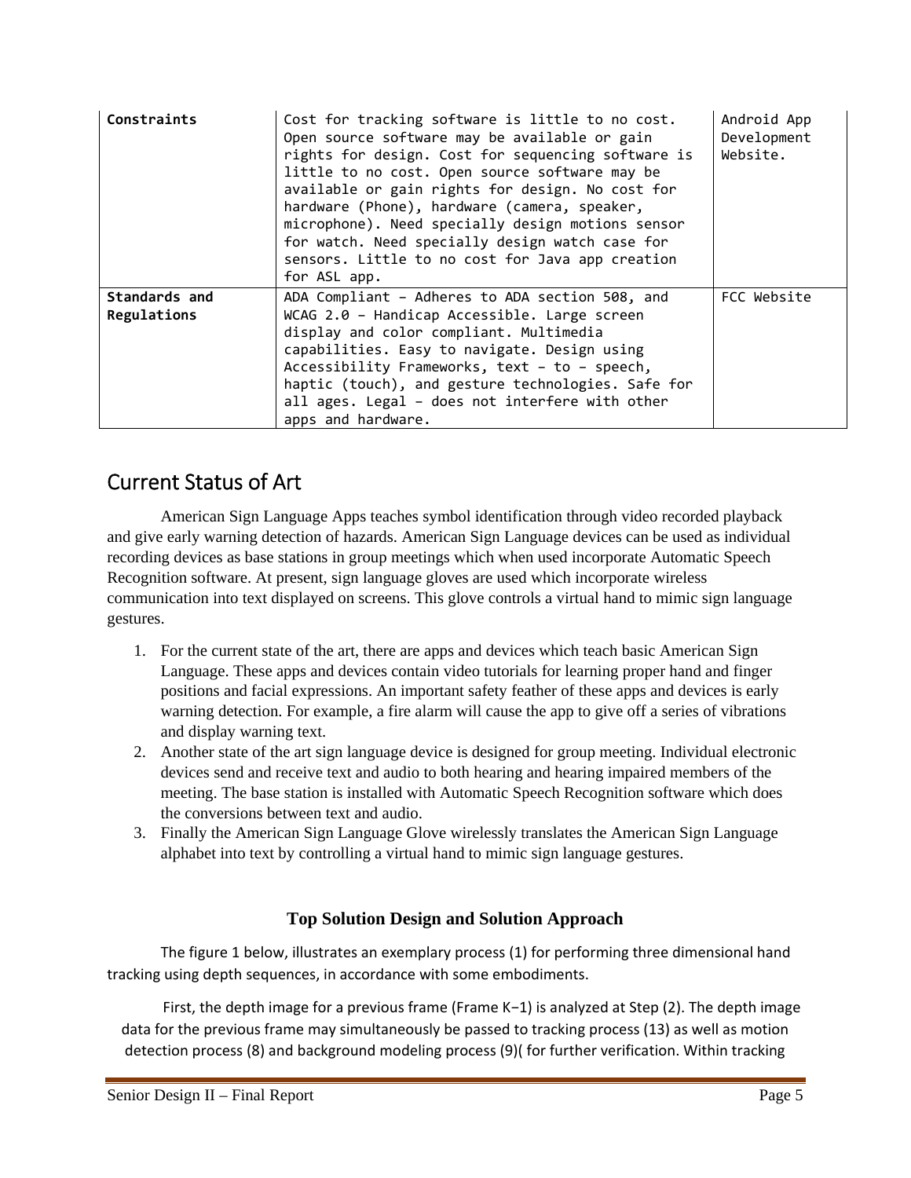| Constraints | Cost for tracking software is little to no cost. Open source software may be available or gain rights for design. Cost for sequencing software is little to no cost. Open source software may be available or gain rights for design. No cost for hardware (Phone), hardware (camera, speaker, microphone). Need specially design motions sensor for watch. Need specially design watch case for sensors. Little to no cost for Java app creation for ASL app. | Android App Development Website. |
|---|---|---|
| Standards and Regulations | ADA Compliant – Adheres to ADA section 508, and WCAG 2.0 – Handicap Accessible. Large screen display and color compliant. Multimedia capabilities. Easy to navigate. Design using Accessibility Frameworks, text – to – speech, haptic (touch), and gesture technologies. Safe for all ages. Legal – does not interfere with other apps and hardware. | FCC Website |

## Current Status of Art

American Sign Language Apps teaches symbol identification through video recorded playback and give early warning detection of hazards. American Sign Language devices can be used as individual recording devices as base stations in group meetings which when used incorporate Automatic Speech Recognition software. At present, sign language gloves are used which incorporate wireless communication into text displayed on screens. This glove controls a virtual hand to mimic sign language gestures.

1. For the current state of the art, there are apps and devices which teach basic American Sign Language. These apps and devices contain video tutorials for learning proper hand and finger positions and facial expressions. An important safety feather of these apps and devices is early warning detection. For example, a fire alarm will cause the app to give off a series of vibrations and display warning text.
2. Another state of the art sign language device is designed for group meeting. Individual electronic devices send and receive text and audio to both hearing and hearing impaired members of the meeting. The base station is installed with Automatic Speech Recognition software which does the conversions between text and audio.
3. Finally the American Sign Language Glove wirelessly translates the American Sign Language alphabet into text by controlling a virtual hand to mimic sign language gestures.

### Top Solution Design and Solution Approach

The figure 1 below, illustrates an exemplary process (1) for performing three dimensional hand tracking using depth sequences, in accordance with some embodiments.

First, the depth image for a previous frame (Frame K−1) is analyzed at Step (2). The depth image data for the previous frame may simultaneously be passed to tracking process (13) as well as motion detection process (8) and background modeling process (9)( for further verification. Within tracking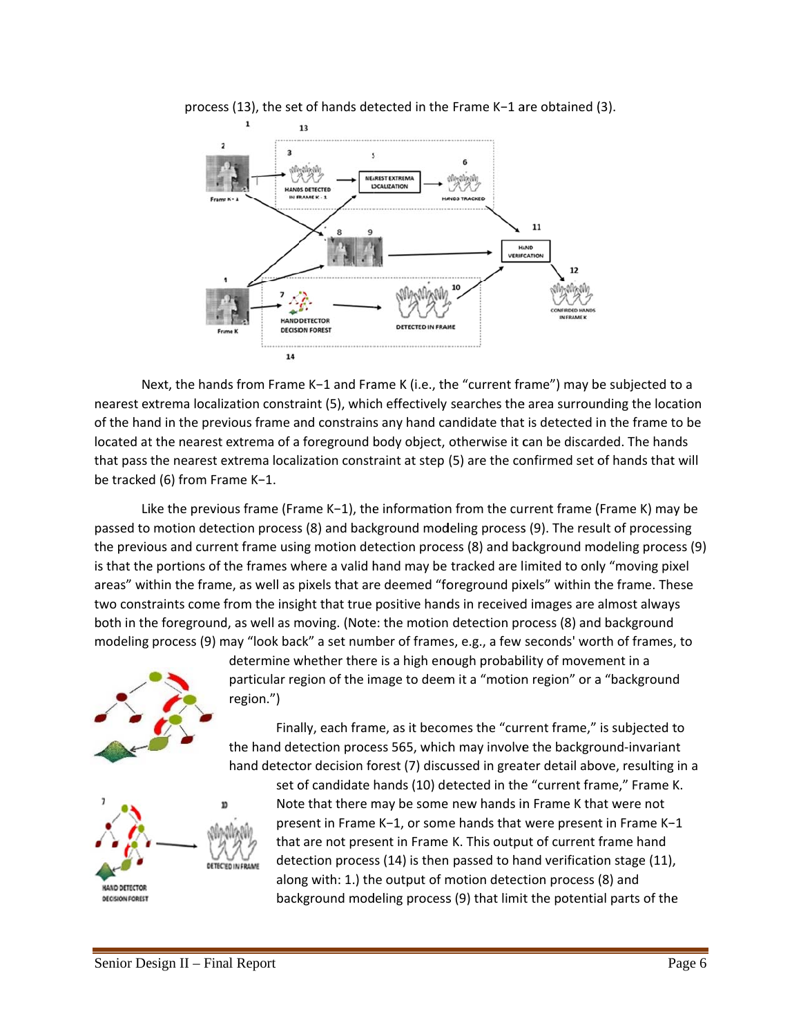process (13), the set of hands detected in the Frame K−1 are obtained (3).

Next, the hands from Frame K−1 and Frame K (i.e., the "current frame") may be subjected to a nearest extrema localization constraint (5), which effectively searches the area surrounding the location of the hand in the previous frame and constrains any hand candidate that is detected in the frame to be located at the nearest extrema of a foreground body object, otherwise it can be discarded. The hands that pass the nearest extrema localization constraint at step (5) are the confirmed set of hands that will be tracked (6) from Frame K−1.

Like the previous frame (Frame K−1), the information from the current frame (Frame K) may be passed to motion detection process (8) and background modeling process (9). The result of processing the previous and current frame using motion detection process (8) and background modeling process (9) is that the portions of the frames where a valid hand may be tracked are limited to only "moving pixel areas" within the frame, as well as pixels that are deemed "foreground pixels" within the frame. These two constraints come from the insight that true positive hands in received images are almost always both in the foreground, as well as moving. (Note: the motion detection process (8) and background modeling process (9) may "look back" a set number of frames, e.g., a few seconds' worth of frames, to determine whether there is a high enough probability of movement in a particular region of the image to deem it a "motion region" or a "background region.")

Finally, each frame, as it becomes the "current frame," is subjected to the hand detection process 565, which may involve the background-invariant hand detector decision forest (7) discussed in greater detail above, resulting in a set of candidate hands (10) detected in the "current frame," Frame K. Note that there may be some new hands in Frame K that were not present in Frame K−1, or some hands that were present in Frame K−1 that are not present in Frame K. This output of current frame hand detection process (14) is then passed to hand verification stage (11), along with: 1.) the output of motion detection process (8) and background modeling process (9) that limit the potential parts of the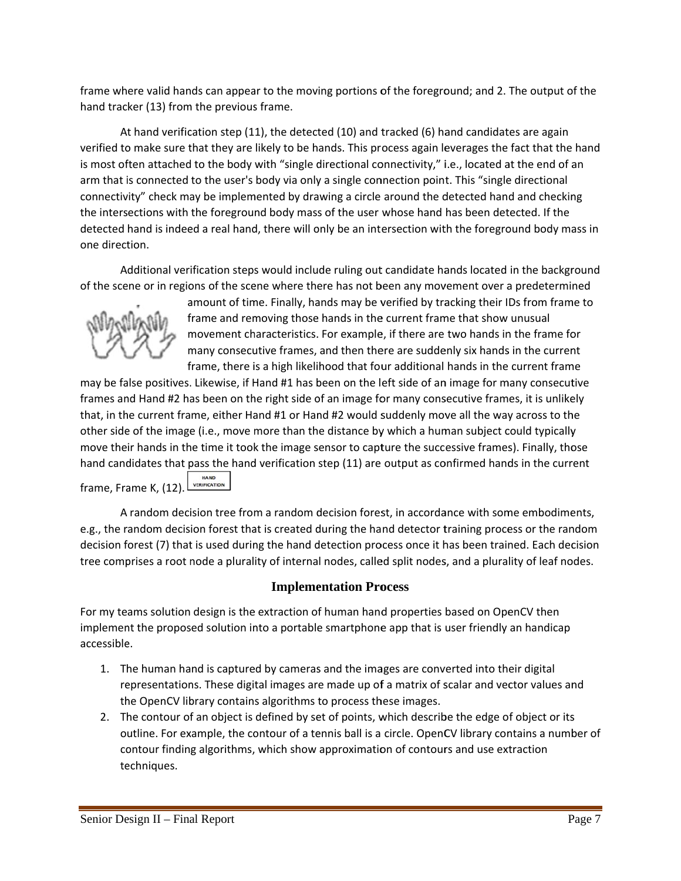frame where valid hands can appear to the moving portions of the foreground; and 2. The output of the hand tracker (13) from the previous frame.

At hand verification step (11), the detected (10) and tracked (6) hand candidates are again verified to make sure that they are likely to be hands. This process again leverages the fact that the hand is most often attached to the body with "single directional connectivity," i.e., located at the end of an arm that is connected to the user's body via only a single connection point. This "single directional connectivity" check may be implemented by drawing a circle around the detected hand and checking the intersections with the foreground body mass of the user whose hand has been detected. If the detected hand is indeed a real hand, there will only be an intersection with the foreground body mass in one direction.

Additional verification steps would include ruling out candidate hands located in the background of the scene or in regions of the scene where there has not been any movement over a predetermined amount of time. Finally, hands may be verified by tracking their IDs from frame to frame and removing those hands in the current frame that show unusual movement characteristics. For example, if there are two hands in the frame for many consecutive frames, and then there are suddenly six hands in the current frame, there is a high likelihood that four additional hands in the current frame may be false positives. Likewise, if Hand #1 has been on the left side of an image for many consecutive frames and Hand #2 has been on the right side of an image for many consecutive frames, it is unlikely that, in the current frame, either Hand #1 or Hand #2 would suddenly move all the way across to the other side of the image (i.e., move more than the distance by which a human subject could typically move their hands in the time it took the image sensor to capture the successive frames). Finally, those hand candidates that pass the hand verification step (11) are output as confirmed hands in the current frame, Frame K, (12).

A random decision tree from a random decision forest, in accordance with some embodiments, e.g., the random decision forest that is created during the hand detector training process or the random decision forest (7) that is used during the hand detection process once it has been trained. Each decision tree comprises a root node a plurality of internal nodes, called split nodes, and a plurality of leaf nodes.

## Implementation Process

For my teams solution design is the extraction of human hand properties based on OpenCV then implement the proposed solution into a portable smartphone app that is user friendly an handicap accessible.

1. The human hand is captured by cameras and the images are converted into their digital representations. These digital images are made up of a matrix of scalar and vector values and the OpenCV library contains algorithms to process these images.
2. The contour of an object is defined by set of points, which describe the edge of object or its outline. For example, the contour of a tennis ball is a circle. OpenCV library contains a number of contour finding algorithms, which show approximation of contours and use extraction techniques.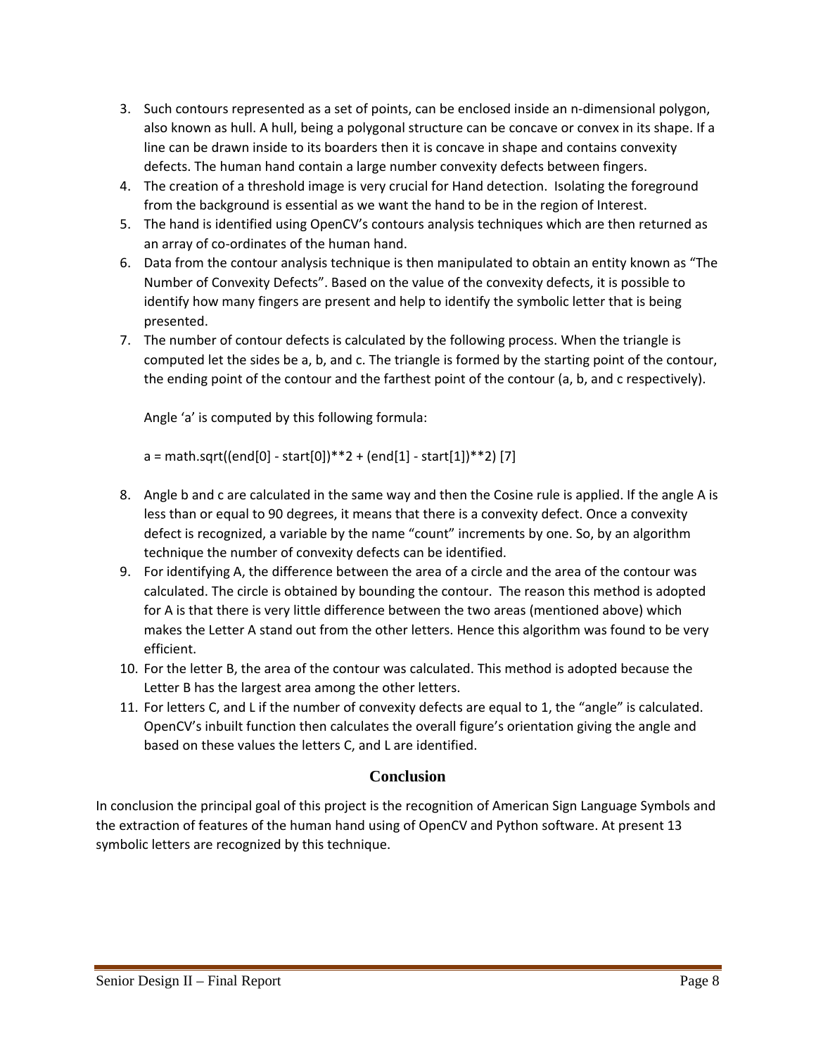3. Such contours represented as a set of points, can be enclosed inside an n-dimensional polygon, also known as hull. A hull, being a polygonal structure can be concave or convex in its shape. If a line can be drawn inside to its boarders then it is concave in shape and contains convexity defects. The human hand contain a large number convexity defects between fingers.
4. The creation of a threshold image is very crucial for Hand detection. Isolating the foreground from the background is essential as we want the hand to be in the region of Interest.
5. The hand is identified using OpenCV's contours analysis techniques which are then returned as an array of co-ordinates of the human hand.
6. Data from the contour analysis technique is then manipulated to obtain an entity known as "The Number of Convexity Defects". Based on the value of the convexity defects, it is possible to identify how many fingers are present and help to identify the symbolic letter that is being presented.
7. The number of contour defects is calculated by the following process. When the triangle is computed let the sides be a, b, and c. The triangle is formed by the starting point of the contour, the ending point of the contour and the farthest point of the contour (a, b, and c respectively).

   Angle 'a' is computed by this following formula:

   a = math.sqrt((end[0] - start[0])**2 + (end[1] - start[1])**2) [7]

8. Angle b and c are calculated in the same way and then the Cosine rule is applied. If the angle A is less than or equal to 90 degrees, it means that there is a convexity defect. Once a convexity defect is recognized, a variable by the name "count" increments by one. So, by an algorithm technique the number of convexity defects can be identified.
9. For identifying A, the difference between the area of a circle and the area of the contour was calculated. The circle is obtained by bounding the contour. The reason this method is adopted for A is that there is very little difference between the two areas (mentioned above) which makes the Letter A stand out from the other letters. Hence this algorithm was found to be very efficient.
10. For the letter B, the area of the contour was calculated. This method is adopted because the Letter B has the largest area among the other letters.
11. For letters C, and L if the number of convexity defects are equal to 1, the "angle" is calculated. OpenCV's inbuilt function then calculates the overall figure's orientation giving the angle and based on these values the letters C, and L are identified.

## Conclusion

In conclusion the principal goal of this project is the recognition of American Sign Language Symbols and the extraction of features of the human hand using of OpenCV and Python software. At present 13 symbolic letters are recognized by this technique.